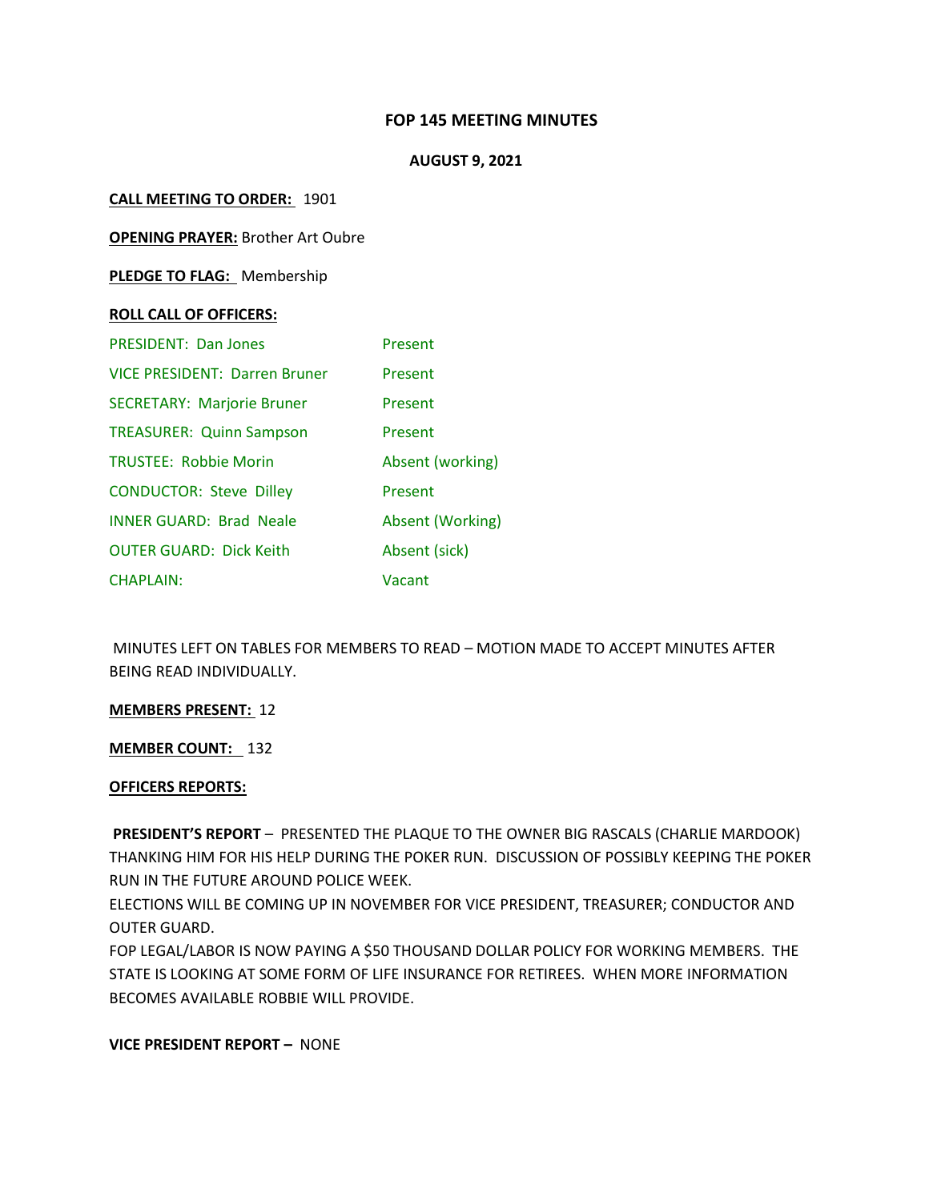# FOP 145 MEETING MINUTES

## AUGUST 9, 2021

**CALL MEETING TO ORDER:** 1901

**OPENING PRAYER:** Brother Art Oubre

**PLEDGE TO FLAG:** Membership

**ROLL CALL OF OFFICERS:**

| | |
|---|---|
| PRESIDENT: Dan Jones | Present |
| VICE PRESIDENT: Darren Bruner | Present |
| SECRETARY: Marjorie Bruner | Present |
| TREASURER: Quinn Sampson | Present |
| TRUSTEE: Robbie Morin | Absent (working) |
| CONDUCTOR: Steve Dilley | Present |
| INNER GUARD: Brad Neale | Absent (Working) |
| OUTER GUARD: Dick Keith | Absent (sick) |
| CHAPLAIN: | Vacant |

MINUTES LEFT ON TABLES FOR MEMBERS TO READ – MOTION MADE TO ACCEPT MINUTES AFTER BEING READ INDIVIDUALLY.

**MEMBERS PRESENT:** 12

**MEMBER COUNT:** 132

**OFFICERS REPORTS:**

**PRESIDENT'S REPORT** – PRESENTED THE PLAQUE TO THE OWNER BIG RASCALS (CHARLIE MARDOOK) THANKING HIM FOR HIS HELP DURING THE POKER RUN. DISCUSSION OF POSSIBLY KEEPING THE POKER RUN IN THE FUTURE AROUND POLICE WEEK.

ELECTIONS WILL BE COMING UP IN NOVEMBER FOR VICE PRESIDENT, TREASURER; CONDUCTOR AND OUTER GUARD.

FOP LEGAL/LABOR IS NOW PAYING A $50 THOUSAND DOLLAR POLICY FOR WORKING MEMBERS. THE STATE IS LOOKING AT SOME FORM OF LIFE INSURANCE FOR RETIREES. WHEN MORE INFORMATION BECOMES AVAILABLE ROBBIE WILL PROVIDE.

**VICE PRESIDENT REPORT –** NONE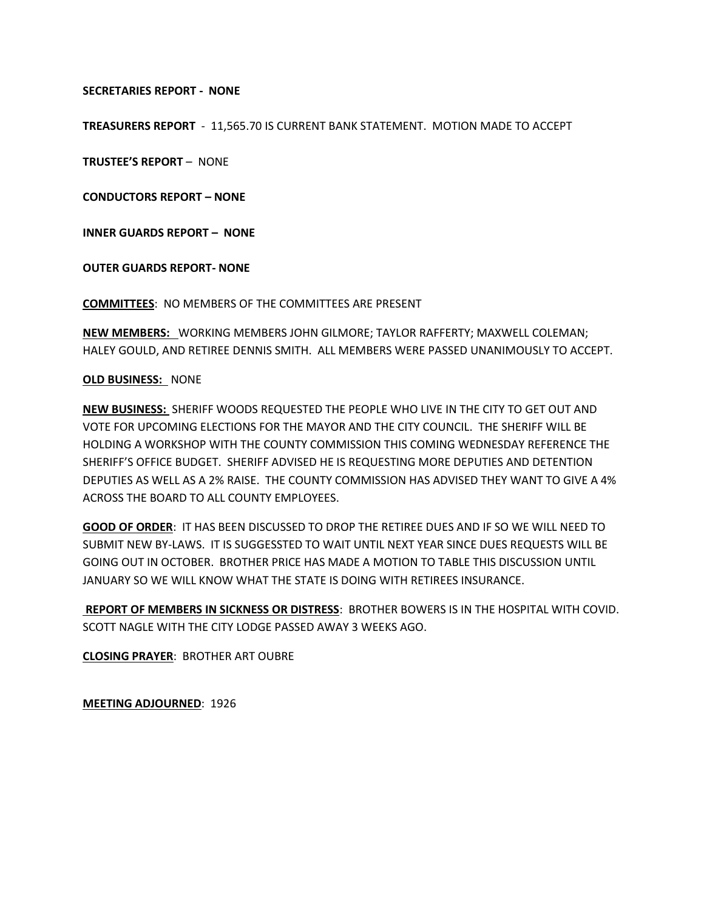**SECRETARIES REPORT - NONE**

**TREASURERS REPORT** - 11,565.70 IS CURRENT BANK STATEMENT. MOTION MADE TO ACCEPT

**TRUSTEE'S REPORT** – NONE

**CONDUCTORS REPORT – NONE**

**INNER GUARDS REPORT – NONE**

**OUTER GUARDS REPORT- NONE**

**COMMITTEES**: NO MEMBERS OF THE COMMITTEES ARE PRESENT

**NEW MEMBERS:** WORKING MEMBERS JOHN GILMORE; TAYLOR RAFFERTY; MAXWELL COLEMAN; HALEY GOULD, AND RETIREE DENNIS SMITH. ALL MEMBERS WERE PASSED UNANIMOUSLY TO ACCEPT.

**OLD BUSINESS:** NONE

**NEW BUSINESS:** SHERIFF WOODS REQUESTED THE PEOPLE WHO LIVE IN THE CITY TO GET OUT AND VOTE FOR UPCOMING ELECTIONS FOR THE MAYOR AND THE CITY COUNCIL. THE SHERIFF WILL BE HOLDING A WORKSHOP WITH THE COUNTY COMMISSION THIS COMING WEDNESDAY REFERENCE THE SHERIFF'S OFFICE BUDGET. SHERIFF ADVISED HE IS REQUESTING MORE DEPUTIES AND DETENTION DEPUTIES AS WELL AS A 2% RAISE. THE COUNTY COMMISSION HAS ADVISED THEY WANT TO GIVE A 4% ACROSS THE BOARD TO ALL COUNTY EMPLOYEES.

**GOOD OF ORDER**: IT HAS BEEN DISCUSSED TO DROP THE RETIREE DUES AND IF SO WE WILL NEED TO SUBMIT NEW BY-LAWS. IT IS SUGGESSTED TO WAIT UNTIL NEXT YEAR SINCE DUES REQUESTS WILL BE GOING OUT IN OCTOBER. BROTHER PRICE HAS MADE A MOTION TO TABLE THIS DISCUSSION UNTIL JANUARY SO WE WILL KNOW WHAT THE STATE IS DOING WITH RETIREES INSURANCE.

**REPORT OF MEMBERS IN SICKNESS OR DISTRESS**: BROTHER BOWERS IS IN THE HOSPITAL WITH COVID. SCOTT NAGLE WITH THE CITY LODGE PASSED AWAY 3 WEEKS AGO.

**CLOSING PRAYER**: BROTHER ART OUBRE

**MEETING ADJOURNED**: 1926